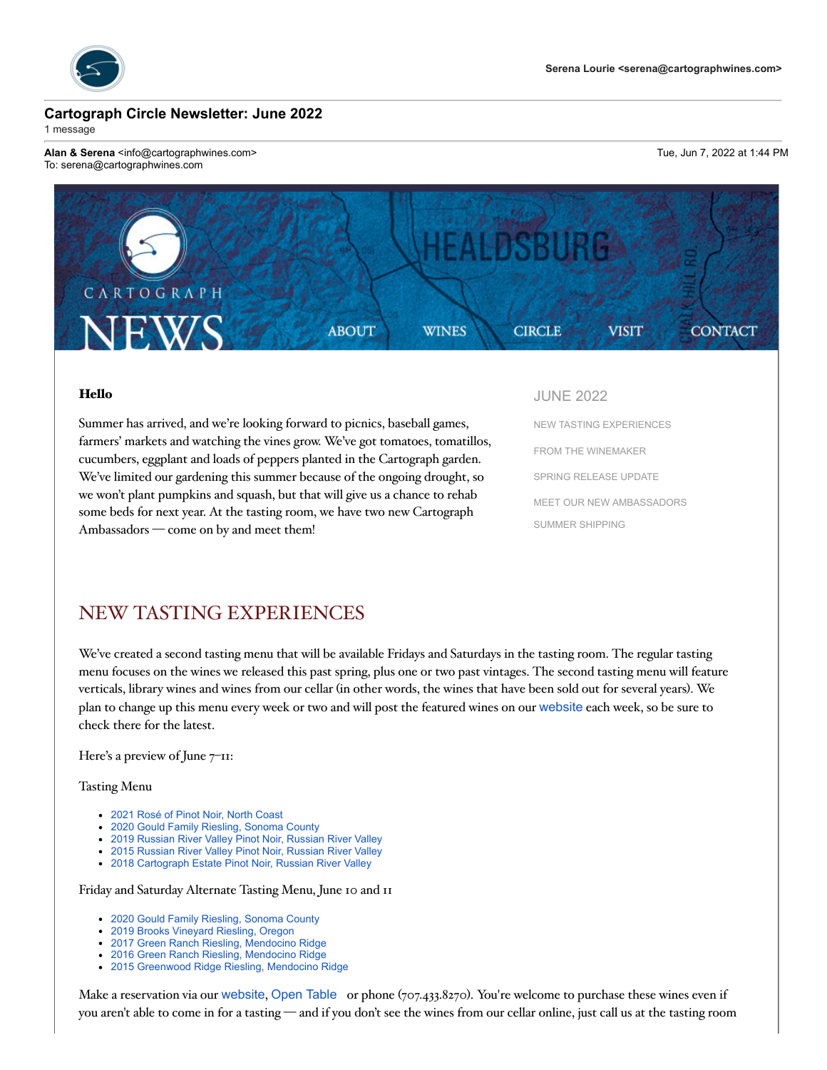Serena Lourie <serena@cartographwines.com>

## Cartograph Circle Newsletter: June 2022

1 message

**Alan & Serena** <info@cartographwines.com>
To: serena@cartographwines.com

Tue, Jun 7, 2022 at 1:44 PM

CARTOGRAPH NEWS

ABOUT WINES CIRCLE VISIT CONTACT

**Hello**

Summer has arrived, and we're looking forward to picnics, baseball games, farmers' markets and watching the vines grow. We've got tomatoes, tomatillos, cucumbers, eggplant and loads of peppers planted in the Cartograph garden. We've limited our gardening this summer because of the ongoing drought, so we won't plant pumpkins and squash, but that will give us a chance to rehab some beds for next year. At the tasting room, we have two new Cartograph Ambassadors — come on by and meet them!

JUNE 2022

- NEW TASTING EXPERIENCES
- FROM THE WINEMAKER
- SPRING RELEASE UPDATE
- MEET OUR NEW AMBASSADORS
- SUMMER SHIPPING

## NEW TASTING EXPERIENCES

We've created a second tasting menu that will be available Fridays and Saturdays in the tasting room. The regular tasting menu focuses on the wines we released this past spring, plus one or two past vintages. The second tasting menu will feature verticals, library wines and wines from our cellar (in other words, the wines that have been sold out for several years). We plan to change up this menu every week or two and will post the featured wines on our website each week, so be sure to check there for the latest.

Here's a preview of June 7–11:

Tasting Menu

- 2021 Rosé of Pinot Noir, North Coast
- 2020 Gould Family Riesling, Sonoma County
- 2019 Russian River Valley Pinot Noir, Russian River Valley
- 2015 Russian River Valley Pinot Noir, Russian River Valley
- 2018 Cartograph Estate Pinot Noir, Russian River Valley

Friday and Saturday Alternate Tasting Menu, June 10 and 11

- 2020 Gould Family Riesling, Sonoma County
- 2019 Brooks Vineyard Riesling, Oregon
- 2017 Green Ranch Riesling, Mendocino Ridge
- 2016 Green Ranch Riesling, Mendocino Ridge
- 2015 Greenwood Ridge Riesling, Mendocino Ridge

Make a reservation via our website, Open Table or phone (707.433.8270). You're welcome to purchase these wines even if you aren't able to come in for a tasting — and if you don't see the wines from our cellar online, just call us at the tasting room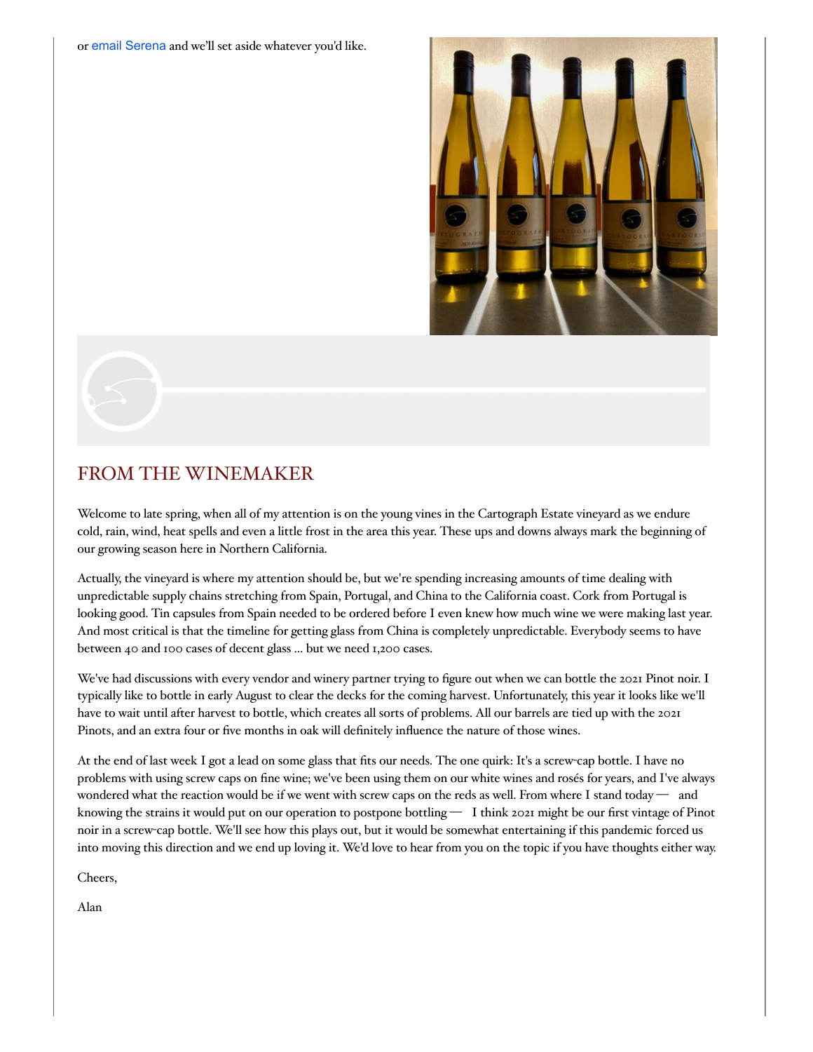or email Serena and we'll set aside whatever you'd like.

## FROM THE WINEMAKER

Welcome to late spring, when all of my attention is on the young vines in the Cartograph Estate vineyard as we endure cold, rain, wind, heat spells and even a little frost in the area this year. These ups and downs always mark the beginning of our growing season here in Northern California.

Actually, the vineyard is where my attention should be, but we're spending increasing amounts of time dealing with unpredictable supply chains stretching from Spain, Portugal, and China to the California coast. Cork from Portugal is looking good. Tin capsules from Spain needed to be ordered before I even knew how much wine we were making last year. And most critical is that the timeline for getting glass from China is completely unpredictable. Everybody seems to have between 40 and 100 cases of decent glass … but we need 1,200 cases.

We've had discussions with every vendor and winery partner trying to figure out when we can bottle the 2021 Pinot noir. I typically like to bottle in early August to clear the decks for the coming harvest. Unfortunately, this year it looks like we'll have to wait until after harvest to bottle, which creates all sorts of problems. All our barrels are tied up with the 2021 Pinots, and an extra four or five months in oak will definitely influence the nature of those wines.

At the end of last week I got a lead on some glass that fits our needs. The one quirk: It's a screw-cap bottle. I have no problems with using screw caps on fine wine; we've been using them on our white wines and rosés for years, and I've always wondered what the reaction would be if we went with screw caps on the reds as well. From where I stand today — and knowing the strains it would put on our operation to postpone bottling — I think 2021 might be our first vintage of Pinot noir in a screw-cap bottle. We'll see how this plays out, but it would be somewhat entertaining if this pandemic forced us into moving this direction and we end up loving it. We'd love to hear from you on the topic if you have thoughts either way.

Cheers,

Alan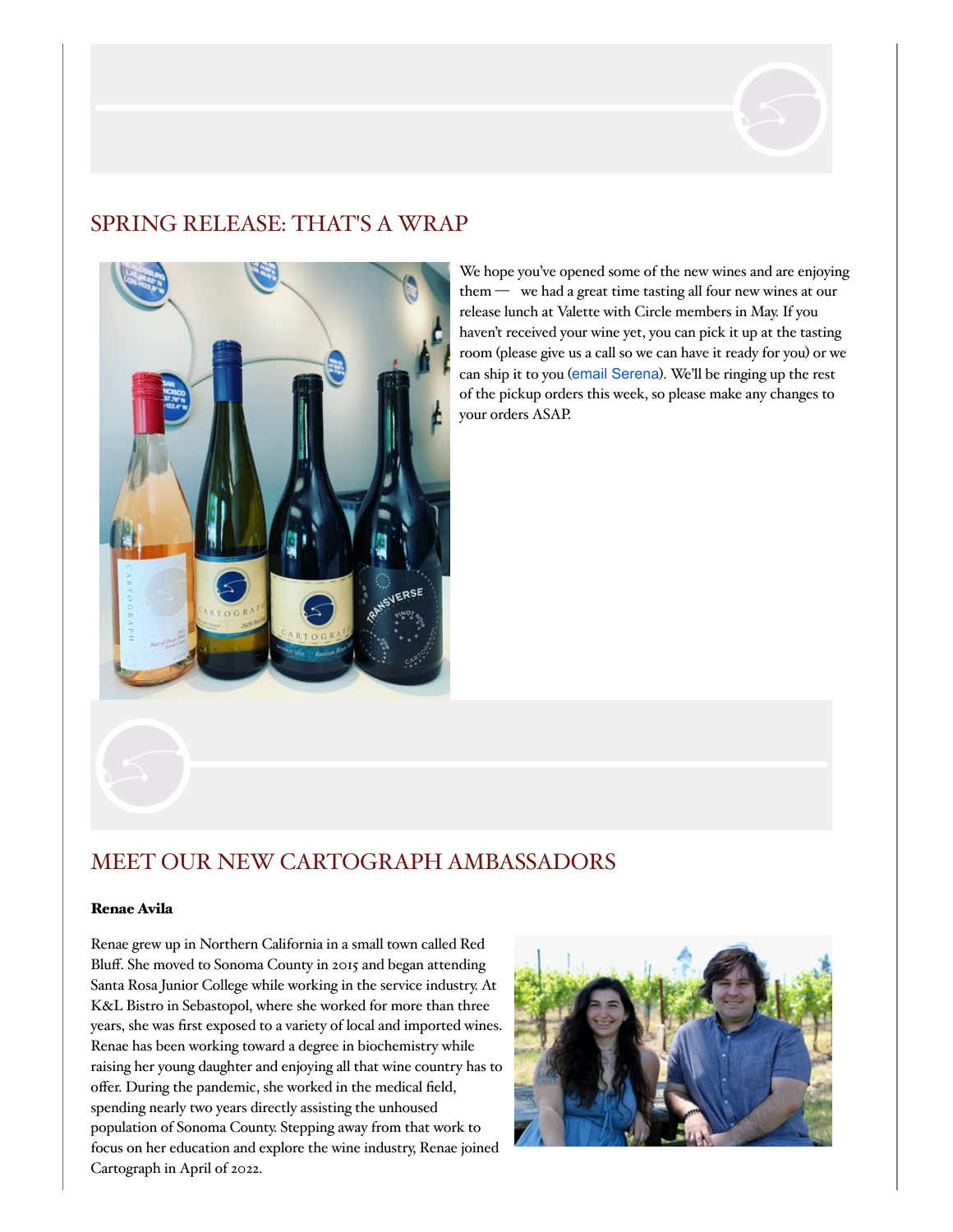## SPRING RELEASE: THAT'S A WRAP

We hope you've opened some of the new wines and are enjoying them — we had a great time tasting all four new wines at our release lunch at Valette with Circle members in May. If you haven't received your wine yet, you can pick it up at the tasting room (please give us a call so we can have it ready for you) or we can ship it to you (email Serena). We'll be ringing up the rest of the pickup orders this week, so please make any changes to your orders ASAP.

## MEET OUR NEW CARTOGRAPH AMBASSADORS

**Renae Avila**

Renae grew up in Northern California in a small town called Red Bluff. She moved to Sonoma County in 2015 and began attending Santa Rosa Junior College while working in the service industry. At K&L Bistro in Sebastopol, where she worked for more than three years, she was first exposed to a variety of local and imported wines. Renae has been working toward a degree in biochemistry while raising her young daughter and enjoying all that wine country has to offer. During the pandemic, she worked in the medical field, spending nearly two years directly assisting the unhoused population of Sonoma County. Stepping away from that work to focus on her education and explore the wine industry, Renae joined Cartograph in April of 2022.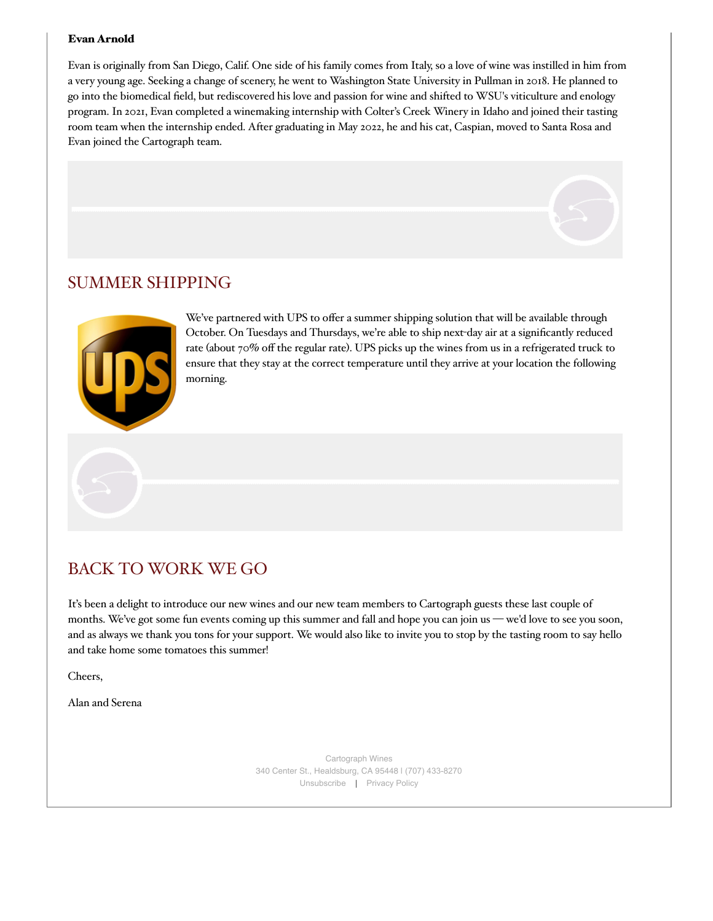**Evan Arnold**

Evan is originally from San Diego, Calif. One side of his family comes from Italy, so a love of wine was instilled in him from a very young age. Seeking a change of scenery, he went to Washington State University in Pullman in 2018. He planned to go into the biomedical field, but rediscovered his love and passion for wine and shifted to WSU's viticulture and enology program. In 2021, Evan completed a winemaking internship with Colter's Creek Winery in Idaho and joined their tasting room team when the internship ended. After graduating in May 2022, he and his cat, Caspian, moved to Santa Rosa and Evan joined the Cartograph team.

## SUMMER SHIPPING

We've partnered with UPS to offer a summer shipping solution that will be available through October. On Tuesdays and Thursdays, we're able to ship next-day air at a significantly reduced rate (about 70% off the regular rate). UPS picks up the wines from us in a refrigerated truck to ensure that they stay at the correct temperature until they arrive at your location the following morning.

## BACK TO WORK WE GO

It's been a delight to introduce our new wines and our new team members to Cartograph guests these last couple of months. We've got some fun events coming up this summer and fall and hope you can join us — we'd love to see you soon, and as always we thank you tons for your support. We would also like to invite you to stop by the tasting room to say hello and take home some tomatoes this summer!

Cheers,

Alan and Serena

Cartograph Wines
340 Center St., Healdsburg, CA 95448 | (707) 433-8270
Unsubscribe | Privacy Policy